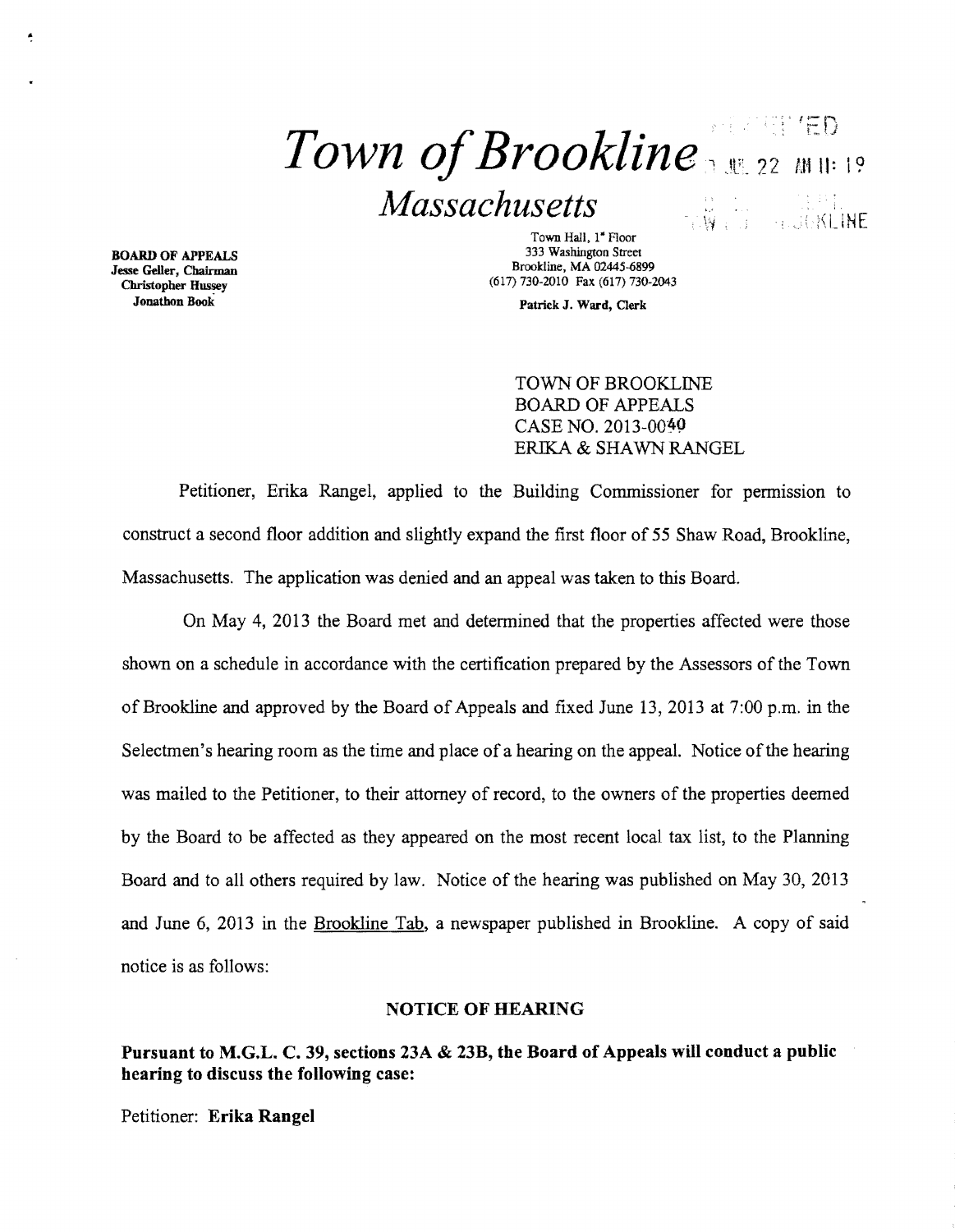# *Town of Brookline*

## *Massachusetts*

**BOARD OF APPEALS**
**Jesse Geller, Chairman**
**Christopher Hussey**
**Jonathon Book**

Town Hall, 1st Floor
333 Washington Street
Brookline, MA 02445-6899
(617) 730-2010 Fax (617) 730-2043

**Patrick J. Ward, Clerk**

TOWN OF BROOKLINE
BOARD OF APPEALS
CASE NO. 2013-0040
ERIKA & SHAWN RANGEL

Petitioner, Erika Rangel, applied to the Building Commissioner for permission to construct a second floor addition and slightly expand the first floor of 55 Shaw Road, Brookline, Massachusetts. The application was denied and an appeal was taken to this Board.

On May 4, 2013 the Board met and determined that the properties affected were those shown on a schedule in accordance with the certification prepared by the Assessors of the Town of Brookline and approved by the Board of Appeals and fixed June 13, 2013 at 7:00 p.m. in the Selectmen's hearing room as the time and place of a hearing on the appeal. Notice of the hearing was mailed to the Petitioner, to their attorney of record, to the owners of the properties deemed by the Board to be affected as they appeared on the most recent local tax list, to the Planning Board and to all others required by law. Notice of the hearing was published on May 30, 2013 and June 6, 2013 in the Brookline Tab, a newspaper published in Brookline. A copy of said notice is as follows:

**NOTICE OF HEARING**

**Pursuant to M.G.L. C. 39, sections 23A & 23B, the Board of Appeals will conduct a public hearing to discuss the following case:**

Petitioner: **Erika Rangel**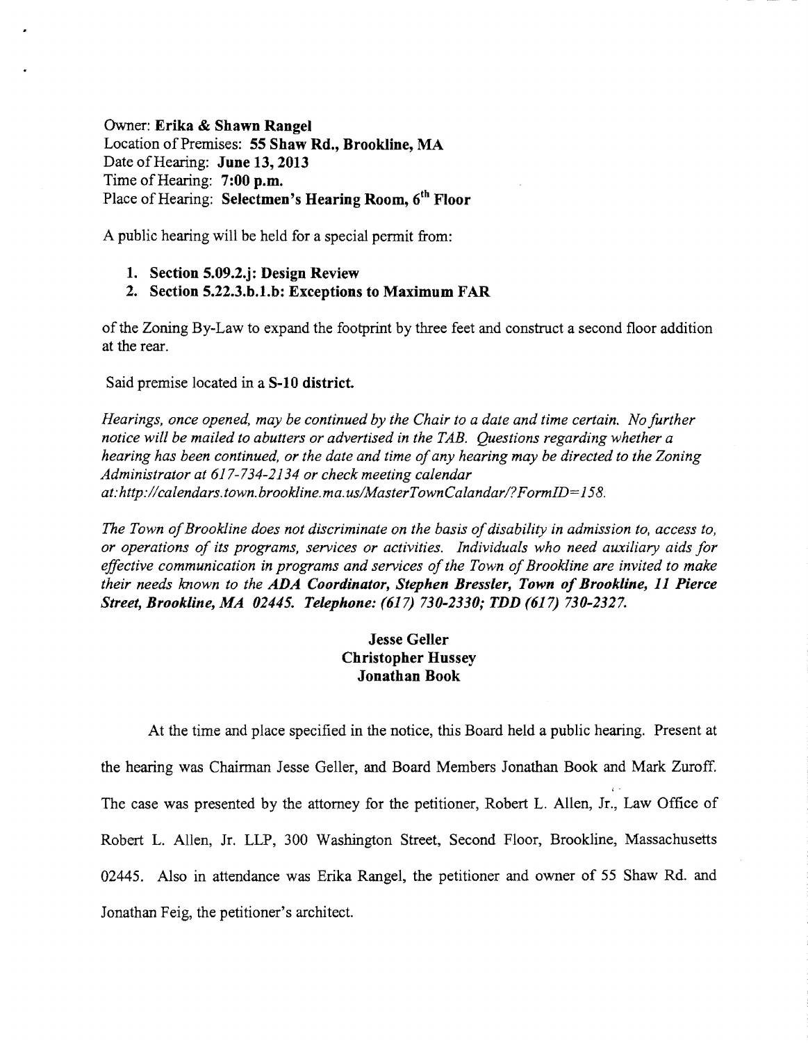Owner: **Erika & Shawn Rangel**
Location of Premises: **55 Shaw Rd., Brookline, MA**
Date of Hearing: **June 13, 2013**
Time of Hearing: **7:00 p.m.**
Place of Hearing: **Selectmen's Hearing Room, 6th Floor**

A public hearing will be held for a special permit from:

1. **Section 5.09.2.j: Design Review**
2. **Section 5.22.3.b.1.b: Exceptions to Maximum FAR**

of the Zoning By-Law to expand the footprint by three feet and construct a second floor addition at the rear.

Said premise located in a **S-10 district.**

*Hearings, once opened, may be continued by the Chair to a date and time certain. No further notice will be mailed to abutters or advertised in the TAB. Questions regarding whether a hearing has been continued, or the date and time of any hearing may be directed to the Zoning Administrator at 617-734-2134 or check meeting calendar at:http://calendars.town.brookline.ma.us/MasterTownCalandar/?FormID=158.*

*The Town of Brookline does not discriminate on the basis of disability in admission to, access to, or operations of its programs, services or activities. Individuals who need auxiliary aids for effective communication in programs and services of the Town of Brookline are invited to make their needs known to the* ***ADA Coordinator, Stephen Bressler, Town of Brookline, 11 Pierce Street, Brookline, MA 02445. Telephone: (617) 730-2330; TDD (617) 730-2327.***

**Jesse Geller**
**Christopher Hussey**
**Jonathan Book**

At the time and place specified in the notice, this Board held a public hearing. Present at the hearing was Chairman Jesse Geller, and Board Members Jonathan Book and Mark Zuroff. The case was presented by the attorney for the petitioner, Robert L. Allen, Jr., Law Office of Robert L. Allen, Jr. LLP, 300 Washington Street, Second Floor, Brookline, Massachusetts 02445. Also in attendance was Erika Rangel, the petitioner and owner of 55 Shaw Rd. and Jonathan Feig, the petitioner's architect.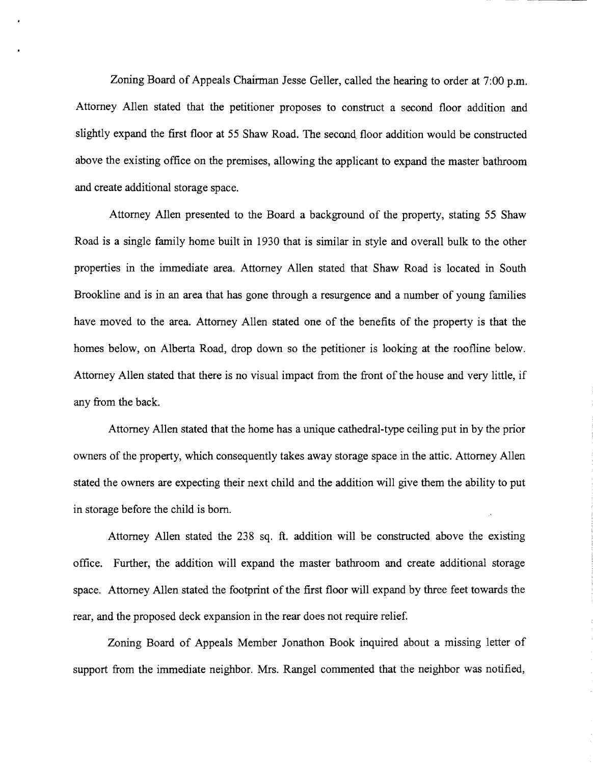Zoning Board of Appeals Chairman Jesse Geller, called the hearing to order at 7:00 p.m. Attorney Allen stated that the petitioner proposes to construct a second floor addition and slightly expand the first floor at 55 Shaw Road. The second floor addition would be constructed above the existing office on the premises, allowing the applicant to expand the master bathroom and create additional storage space.

Attorney Allen presented to the Board a background of the property, stating 55 Shaw Road is a single family home built in 1930 that is similar in style and overall bulk to the other properties in the immediate area. Attorney Allen stated that Shaw Road is located in South Brookline and is in an area that has gone through a resurgence and a number of young families have moved to the area. Attorney Allen stated one of the benefits of the property is that the homes below, on Alberta Road, drop down so the petitioner is looking at the roofline below. Attorney Allen stated that there is no visual impact from the front of the house and very little, if any from the back.

Attorney Allen stated that the home has a unique cathedral-type ceiling put in by the prior owners of the property, which consequently takes away storage space in the attic. Attorney Allen stated the owners are expecting their next child and the addition will give them the ability to put in storage before the child is born.

Attorney Allen stated the 238 sq. ft. addition will be constructed above the existing office. Further, the addition will expand the master bathroom and create additional storage space. Attorney Allen stated the footprint of the first floor will expand by three feet towards the rear, and the proposed deck expansion in the rear does not require relief.

Zoning Board of Appeals Member Jonathon Book inquired about a missing letter of support from the immediate neighbor. Mrs. Rangel commented that the neighbor was notified,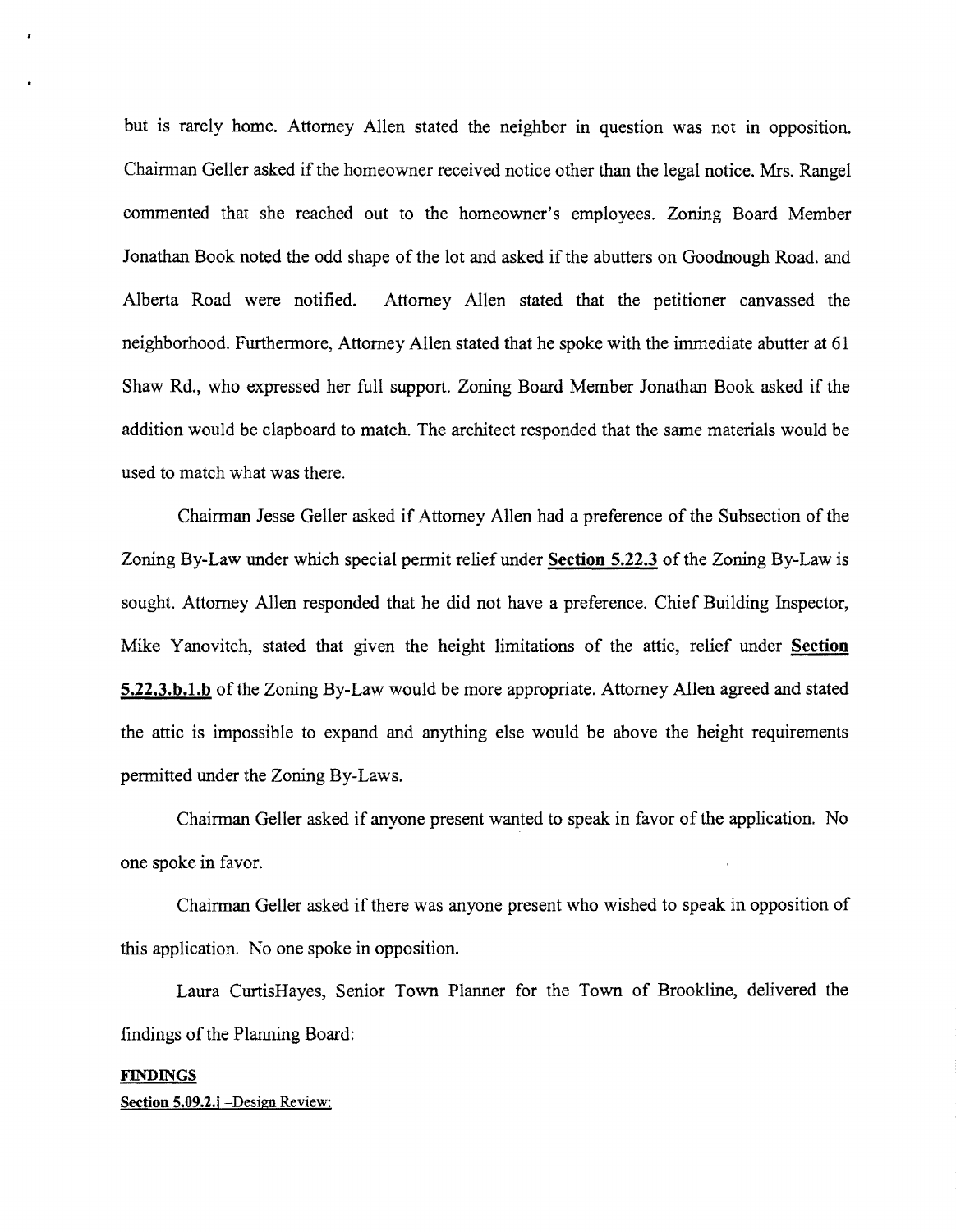but is rarely home. Attorney Allen stated the neighbor in question was not in opposition. Chairman Geller asked if the homeowner received notice other than the legal notice. Mrs. Rangel commented that she reached out to the homeowner's employees. Zoning Board Member Jonathan Book noted the odd shape of the lot and asked if the abutters on Goodnough Road. and Alberta Road were notified. Attorney Allen stated that the petitioner canvassed the neighborhood. Furthermore, Attorney Allen stated that he spoke with the immediate abutter at 61 Shaw Rd., who expressed her full support. Zoning Board Member Jonathan Book asked if the addition would be clapboard to match. The architect responded that the same materials would be used to match what was there.

Chairman Jesse Geller asked if Attorney Allen had a preference of the Subsection of the Zoning By-Law under which special permit relief under **Section 5.22.3** of the Zoning By-Law is sought. Attorney Allen responded that he did not have a preference. Chief Building Inspector, Mike Yanovitch, stated that given the height limitations of the attic, relief under **Section 5.22.3.b.1.b** of the Zoning By-Law would be more appropriate. Attorney Allen agreed and stated the attic is impossible to expand and anything else would be above the height requirements permitted under the Zoning By-Laws.

Chairman Geller asked if anyone present wanted to speak in favor of the application. No one spoke in favor.

Chairman Geller asked if there was anyone present who wished to speak in opposition of this application. No one spoke in opposition.

Laura CurtisHayes, Senior Town Planner for the Town of Brookline, delivered the findings of the Planning Board:

**FINDINGS**

**Section 5.09.2.j** –Design Review: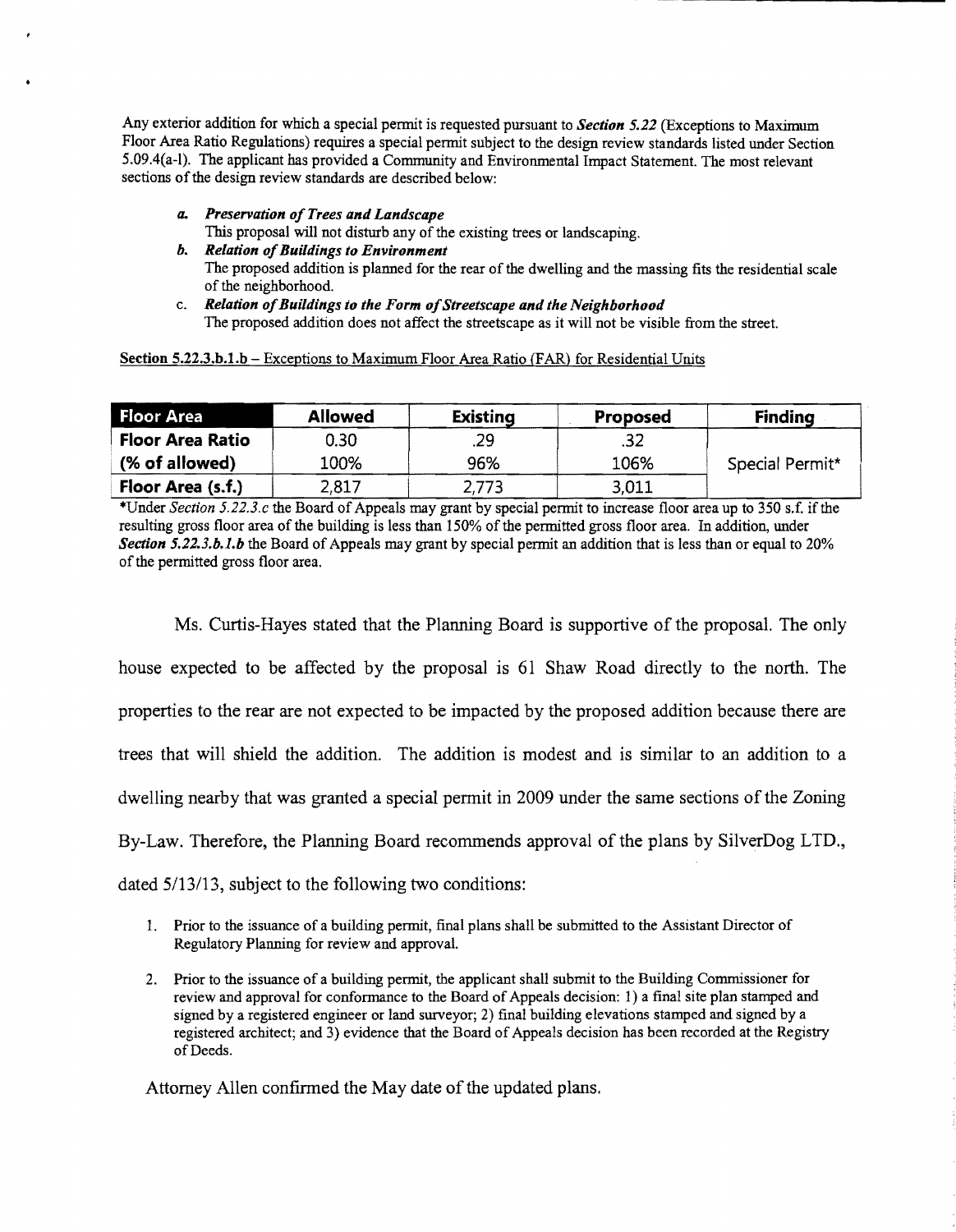Any exterior addition for which a special permit is requested pursuant to ***Section 5.22*** (Exceptions to Maximum Floor Area Ratio Regulations) requires a special permit subject to the design review standards listed under Section 5.09.4(a-l). The applicant has provided a Community and Environmental Impact Statement. The most relevant sections of the design review standards are described below:

a. ***Preservation of Trees and Landscape***
   This proposal will not disturb any of the existing trees or landscaping.
b. ***Relation of Buildings to Environment***
   The proposed addition is planned for the rear of the dwelling and the massing fits the residential scale of the neighborhood.
c. ***Relation of Buildings to the Form of Streetscape and the Neighborhood***
   The proposed addition does not affect the streetscape as it will not be visible from the street.

<u>Section 5.22.3.b.1.b – Exceptions to Maximum Floor Area Ratio (FAR) for Residential Units</u>

| Floor Area | Allowed | Existing | Proposed | Finding |
|---|---|---|---|---|
| **Floor Area Ratio** | 0.30 | .29 | .32 | |
| **(% of allowed)** | 100% | 96% | 106% | Special Permit* |
| **Floor Area (s.f.)** | 2,817 | 2,773 | 3,011 | |

*Under *Section 5.22.3.c* the Board of Appeals may grant by special permit to increase floor area up to 350 s.f. if the resulting gross floor area of the building is less than 150% of the permitted gross floor area. In addition, under ***Section 5.22.3.b.1.b*** the Board of Appeals may grant by special permit an addition that is less than or equal to 20% of the permitted gross floor area.

Ms. Curtis-Hayes stated that the Planning Board is supportive of the proposal. The only house expected to be affected by the proposal is 61 Shaw Road directly to the north. The properties to the rear are not expected to be impacted by the proposed addition because there are trees that will shield the addition. The addition is modest and is similar to an addition to a dwelling nearby that was granted a special permit in 2009 under the same sections of the Zoning By-Law. Therefore, the Planning Board recommends approval of the plans by SilverDog LTD., dated 5/13/13, subject to the following two conditions:

1. Prior to the issuance of a building permit, final plans shall be submitted to the Assistant Director of Regulatory Planning for review and approval.

2. Prior to the issuance of a building permit, the applicant shall submit to the Building Commissioner for review and approval for conformance to the Board of Appeals decision: 1) a final site plan stamped and signed by a registered engineer or land surveyor; 2) final building elevations stamped and signed by a registered architect; and 3) evidence that the Board of Appeals decision has been recorded at the Registry of Deeds.

Attorney Allen confirmed the May date of the updated plans.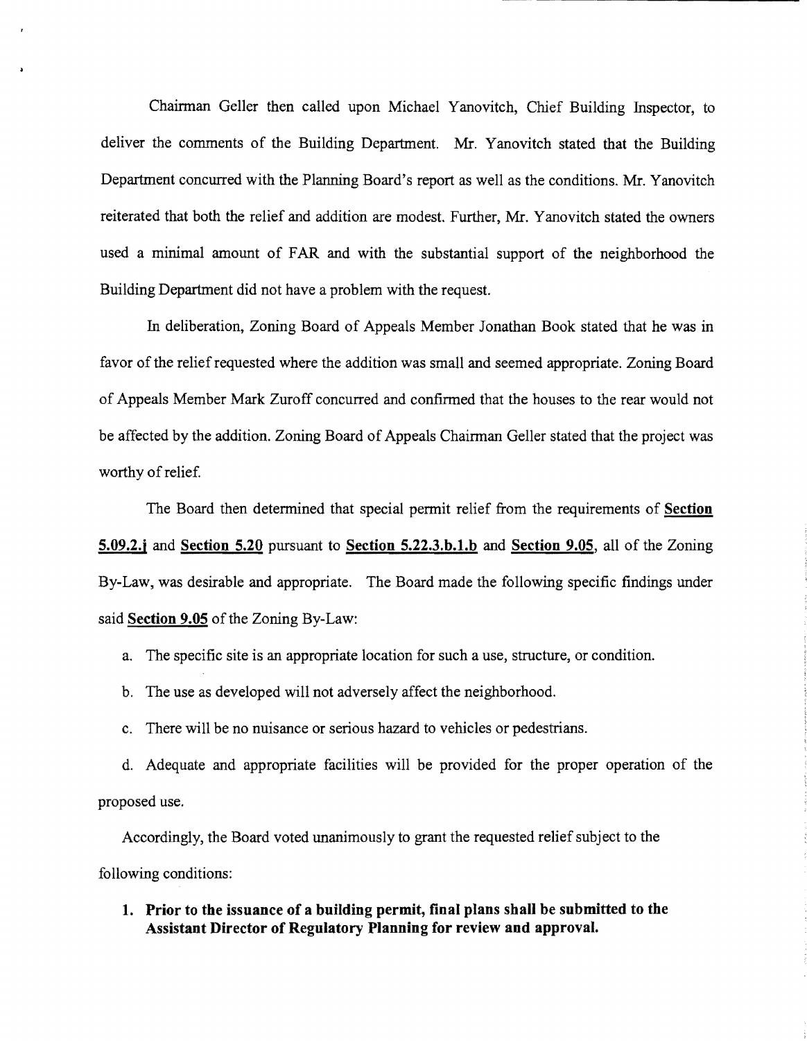Chairman Geller then called upon Michael Yanovitch, Chief Building Inspector, to deliver the comments of the Building Department. Mr. Yanovitch stated that the Building Department concurred with the Planning Board's report as well as the conditions. Mr. Yanovitch reiterated that both the relief and addition are modest. Further, Mr. Yanovitch stated the owners used a minimal amount of FAR and with the substantial support of the neighborhood the Building Department did not have a problem with the request.

In deliberation, Zoning Board of Appeals Member Jonathan Book stated that he was in favor of the relief requested where the addition was small and seemed appropriate. Zoning Board of Appeals Member Mark Zuroff concurred and confirmed that the houses to the rear would not be affected by the addition. Zoning Board of Appeals Chairman Geller stated that the project was worthy of relief.

The Board then determined that special permit relief from the requirements of **Section 5.09.2.j** and **Section 5.20** pursuant to **Section 5.22.3.b.1.b** and **Section 9.05**, all of the Zoning By-Law, was desirable and appropriate. The Board made the following specific findings under said **Section 9.05** of the Zoning By-Law:

a. The specific site is an appropriate location for such a use, structure, or condition.

b. The use as developed will not adversely affect the neighborhood.

c. There will be no nuisance or serious hazard to vehicles or pedestrians.

d. Adequate and appropriate facilities will be provided for the proper operation of the proposed use.

Accordingly, the Board voted unanimously to grant the requested relief subject to the following conditions:

1. **Prior to the issuance of a building permit, final plans shall be submitted to the Assistant Director of Regulatory Planning for review and approval.**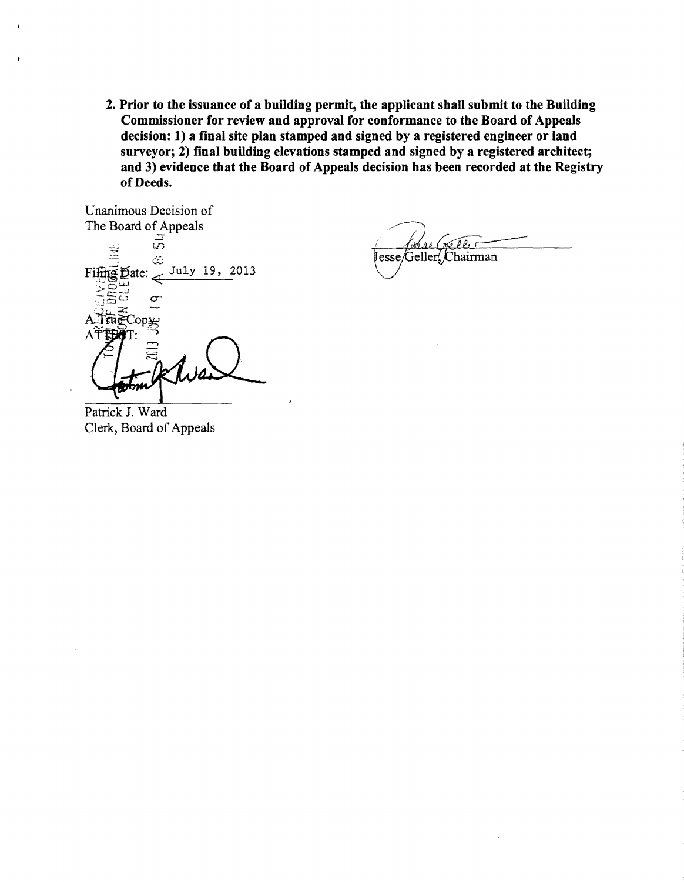**2. Prior to the issuance of a building permit, the applicant shall submit to the Building Commissioner for review and approval for conformance to the Board of Appeals decision: 1) a final site plan stamped and signed by a registered engineer or land surveyor; 2) final building elevations stamped and signed by a registered architect; and 3) evidence that the Board of Appeals decision has been recorded at the Registry of Deeds.**

Unanimous Decision of
The Board of Appeals

Jesse Geller, Chairman

Filing Date: July 19, 2013

A True Copy
ATTEST:

Patrick J. Ward
Clerk, Board of Appeals